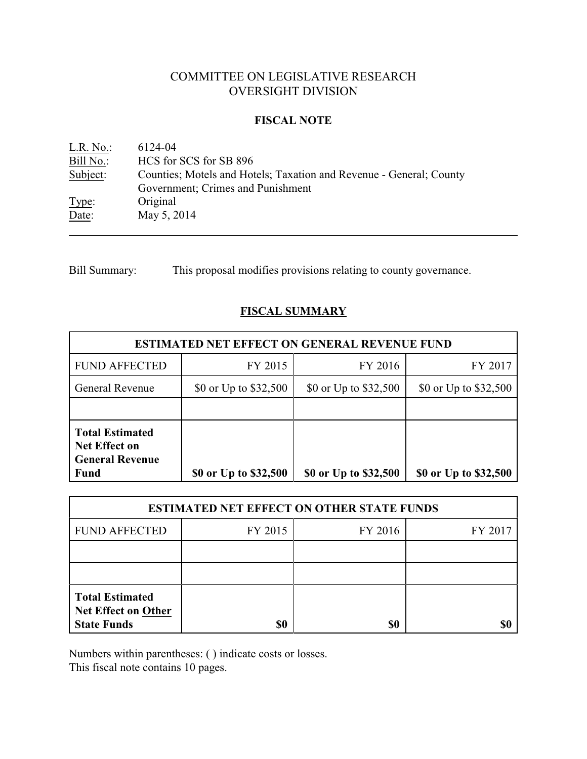# COMMITTEE ON LEGISLATIVE RESEARCH
# OVERSIGHT DIVISION

## FISCAL NOTE

L.R. No.: 6124-04
Bill No.: HCS for SCS for SB 896
Subject: Counties; Motels and Hotels; Taxation and Revenue - General; County Government; Crimes and Punishment
Type: Original
Date: May 5, 2014

---

Bill Summary: This proposal modifies provisions relating to county governance.

## FISCAL SUMMARY

| ESTIMATED NET EFFECT ON GENERAL REVENUE FUND | | | |
|---|---|---|---|
| FUND AFFECTED | FY 2015 | FY 2016 | FY 2017 |
| General Revenue | $0 or Up to $32,500 | $0 or Up to $32,500 | $0 or Up to $32,500 |
| | | | |
| **Total Estimated Net Effect on General Revenue Fund** | **$0 or Up to $32,500** | **$0 or Up to $32,500** | **$0 or Up to $32,500** |

| ESTIMATED NET EFFECT ON OTHER STATE FUNDS | | | |
|---|---|---|---|
| FUND AFFECTED | FY 2015 | FY 2016 | FY 2017 |
| | | | |
| | | | |
| **Total Estimated Net Effect on Other State Funds** | **$0** | **$0** | **$0** |

Numbers within parentheses: ( ) indicate costs or losses.
This fiscal note contains 10 pages.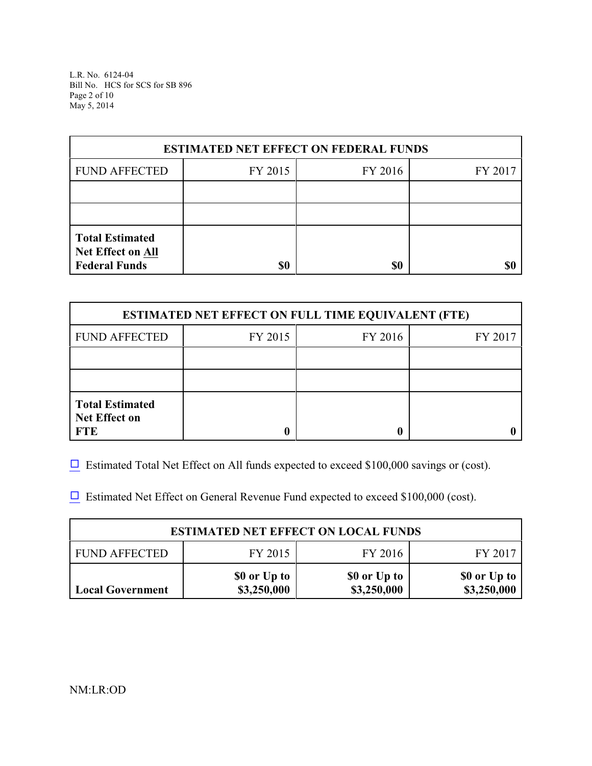| ESTIMATED NET EFFECT ON FEDERAL FUNDS | | | |
|---|---|---|---|
| FUND AFFECTED | FY 2015 | FY 2016 | FY 2017 |
| | | | |
| | | | |
| **Total Estimated Net Effect on All Federal Funds** | **$0** | **$0** | **$0** |

| ESTIMATED NET EFFECT ON FULL TIME EQUIVALENT (FTE) | | | |
|---|---|---|---|
| FUND AFFECTED | FY 2015 | FY 2016 | FY 2017 |
| | | | |
| | | | |
| **Total Estimated Net Effect on FTE** | **0** | **0** | **0** |

☐ Estimated Total Net Effect on All funds expected to exceed $100,000 savings or (cost).

☐ Estimated Net Effect on General Revenue Fund expected to exceed $100,000 (cost).

| ESTIMATED NET EFFECT ON LOCAL FUNDS | | | |
|---|---|---|---|
| FUND AFFECTED | FY 2015 | FY 2016 | FY 2017 |
| **Local Government** | **$0 or Up to $3,250,000** | **$0 or Up to $3,250,000** | **$0 or Up to $3,250,000** |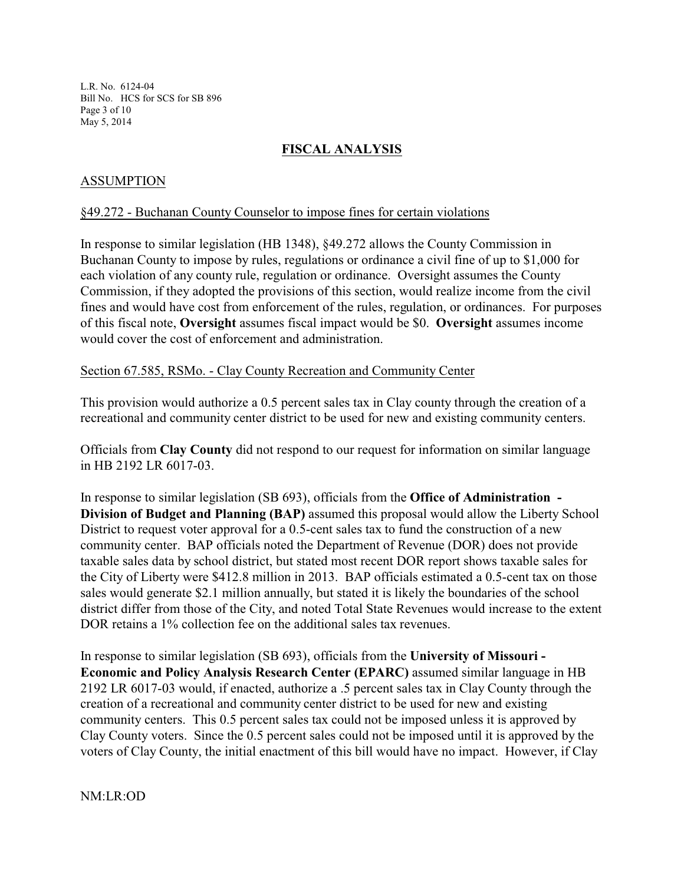## FISCAL ANALYSIS

### ASSUMPTION

§49.272 - Buchanan County Counselor to impose fines for certain violations

In response to similar legislation (HB 1348), §49.272 allows the County Commission in Buchanan County to impose by rules, regulations or ordinance a civil fine of up to $1,000 for each violation of any county rule, regulation or ordinance. Oversight assumes the County Commission, if they adopted the provisions of this section, would realize income from the civil fines and would have cost from enforcement of the rules, regulation, or ordinances. For purposes of this fiscal note, **Oversight** assumes fiscal impact would be $0. **Oversight** assumes income would cover the cost of enforcement and administration.

Section 67.585, RSMo. - Clay County Recreation and Community Center

This provision would authorize a 0.5 percent sales tax in Clay county through the creation of a recreational and community center district to be used for new and existing community centers.

Officials from **Clay County** did not respond to our request for information on similar language in HB 2192 LR 6017-03.

In response to similar legislation (SB 693), officials from the **Office of Administration - Division of Budget and Planning (BAP)** assumed this proposal would allow the Liberty School District to request voter approval for a 0.5-cent sales tax to fund the construction of a new community center. BAP officials noted the Department of Revenue (DOR) does not provide taxable sales data by school district, but stated most recent DOR report shows taxable sales for the City of Liberty were $412.8 million in 2013. BAP officials estimated a 0.5-cent tax on those sales would generate $2.1 million annually, but stated it is likely the boundaries of the school district differ from those of the City, and noted Total State Revenues would increase to the extent DOR retains a 1% collection fee on the additional sales tax revenues.

In response to similar legislation (SB 693), officials from the **University of Missouri - Economic and Policy Analysis Research Center (EPARC)** assumed similar language in HB 2192 LR 6017-03 would, if enacted, authorize a .5 percent sales tax in Clay County through the creation of a recreational and community center district to be used for new and existing community centers. This 0.5 percent sales tax could not be imposed unless it is approved by Clay County voters. Since the 0.5 percent sales could not be imposed until it is approved by the voters of Clay County, the initial enactment of this bill would have no impact. However, if Clay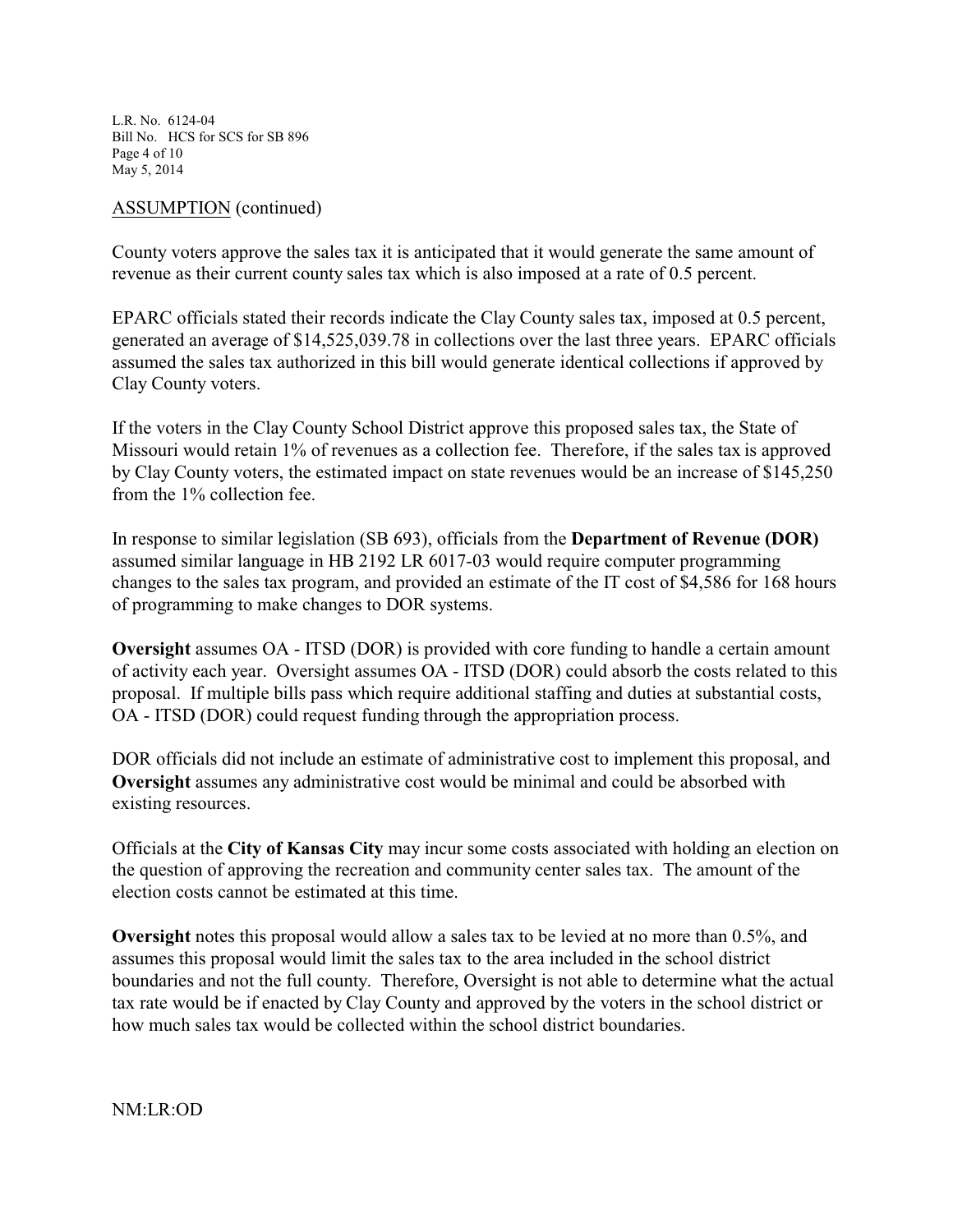ASSUMPTION (continued)

County voters approve the sales tax it is anticipated that it would generate the same amount of revenue as their current county sales tax which is also imposed at a rate of 0.5 percent.

EPARC officials stated their records indicate the Clay County sales tax, imposed at 0.5 percent, generated an average of $14,525,039.78 in collections over the last three years. EPARC officials assumed the sales tax authorized in this bill would generate identical collections if approved by Clay County voters.

If the voters in the Clay County School District approve this proposed sales tax, the State of Missouri would retain 1% of revenues as a collection fee. Therefore, if the sales tax is approved by Clay County voters, the estimated impact on state revenues would be an increase of $145,250 from the 1% collection fee.

In response to similar legislation (SB 693), officials from the **Department of Revenue (DOR)** assumed similar language in HB 2192 LR 6017-03 would require computer programming changes to the sales tax program, and provided an estimate of the IT cost of $4,586 for 168 hours of programming to make changes to DOR systems.

**Oversight** assumes OA - ITSD (DOR) is provided with core funding to handle a certain amount of activity each year. Oversight assumes OA - ITSD (DOR) could absorb the costs related to this proposal. If multiple bills pass which require additional staffing and duties at substantial costs, OA - ITSD (DOR) could request funding through the appropriation process.

DOR officials did not include an estimate of administrative cost to implement this proposal, and **Oversight** assumes any administrative cost would be minimal and could be absorbed with existing resources.

Officials at the **City of Kansas City** may incur some costs associated with holding an election on the question of approving the recreation and community center sales tax. The amount of the election costs cannot be estimated at this time.

**Oversight** notes this proposal would allow a sales tax to be levied at no more than 0.5%, and assumes this proposal would limit the sales tax to the area included in the school district boundaries and not the full county. Therefore, Oversight is not able to determine what the actual tax rate would be if enacted by Clay County and approved by the voters in the school district or how much sales tax would be collected within the school district boundaries.

NM:LR:OD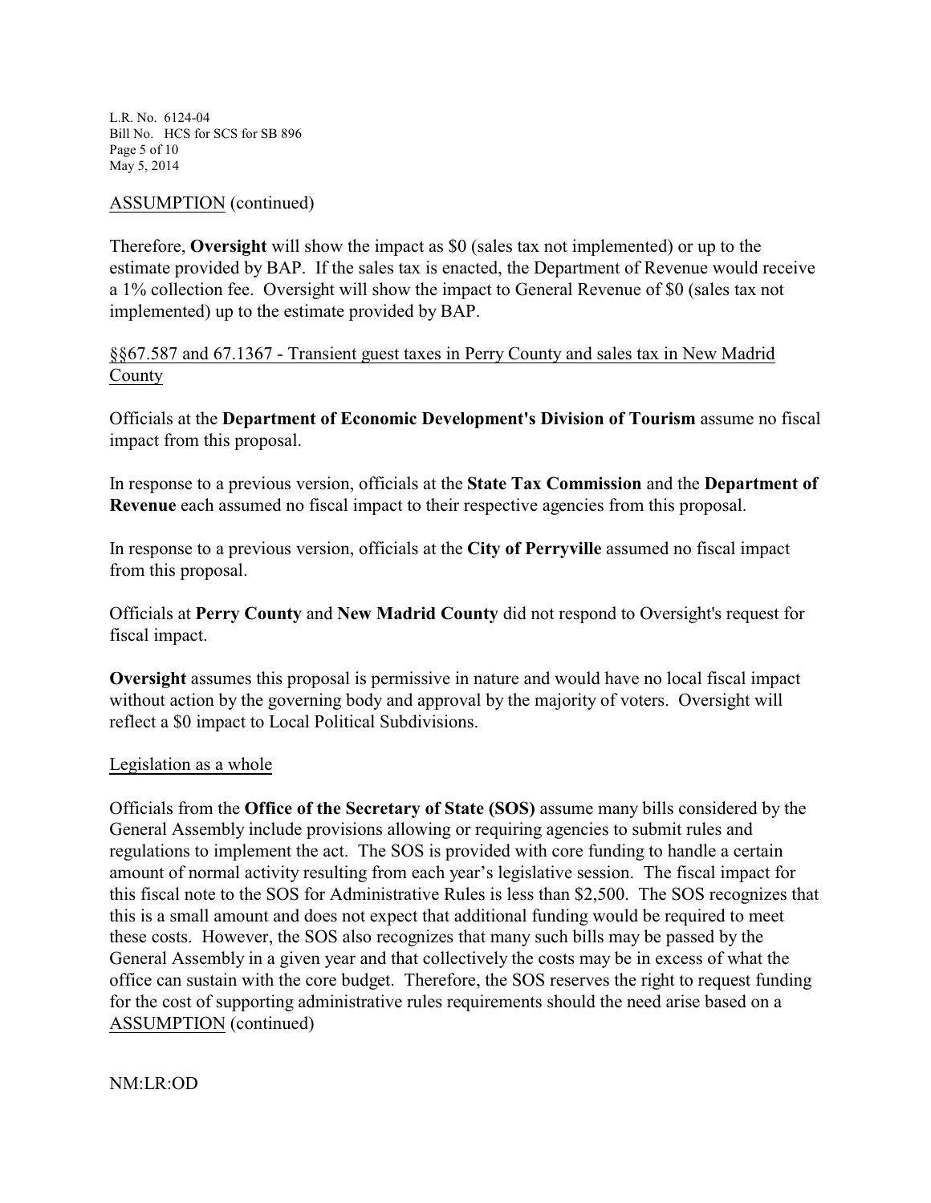ASSUMPTION (continued)

Therefore, **Oversight** will show the impact as $0 (sales tax not implemented) or up to the estimate provided by BAP. If the sales tax is enacted, the Department of Revenue would receive a 1% collection fee. Oversight will show the impact to General Revenue of $0 (sales tax not implemented) up to the estimate provided by BAP.

§§67.587 and 67.1367 - Transient guest taxes in Perry County and sales tax in New Madrid County

Officials at the **Department of Economic Development's Division of Tourism** assume no fiscal impact from this proposal.

In response to a previous version, officials at the **State Tax Commission** and the **Department of Revenue** each assumed no fiscal impact to their respective agencies from this proposal.

In response to a previous version, officials at the **City of Perryville** assumed no fiscal impact from this proposal.

Officials at **Perry County** and **New Madrid County** did not respond to Oversight's request for fiscal impact.

**Oversight** assumes this proposal is permissive in nature and would have no local fiscal impact without action by the governing body and approval by the majority of voters. Oversight will reflect a $0 impact to Local Political Subdivisions.

Legislation as a whole

Officials from the **Office of the Secretary of State (SOS)** assume many bills considered by the General Assembly include provisions allowing or requiring agencies to submit rules and regulations to implement the act. The SOS is provided with core funding to handle a certain amount of normal activity resulting from each year's legislative session. The fiscal impact for this fiscal note to the SOS for Administrative Rules is less than $2,500. The SOS recognizes that this is a small amount and does not expect that additional funding would be required to meet these costs. However, the SOS also recognizes that many such bills may be passed by the General Assembly in a given year and that collectively the costs may be in excess of what the office can sustain with the core budget. Therefore, the SOS reserves the right to request funding for the cost of supporting administrative rules requirements should the need arise based on a

ASSUMPTION (continued)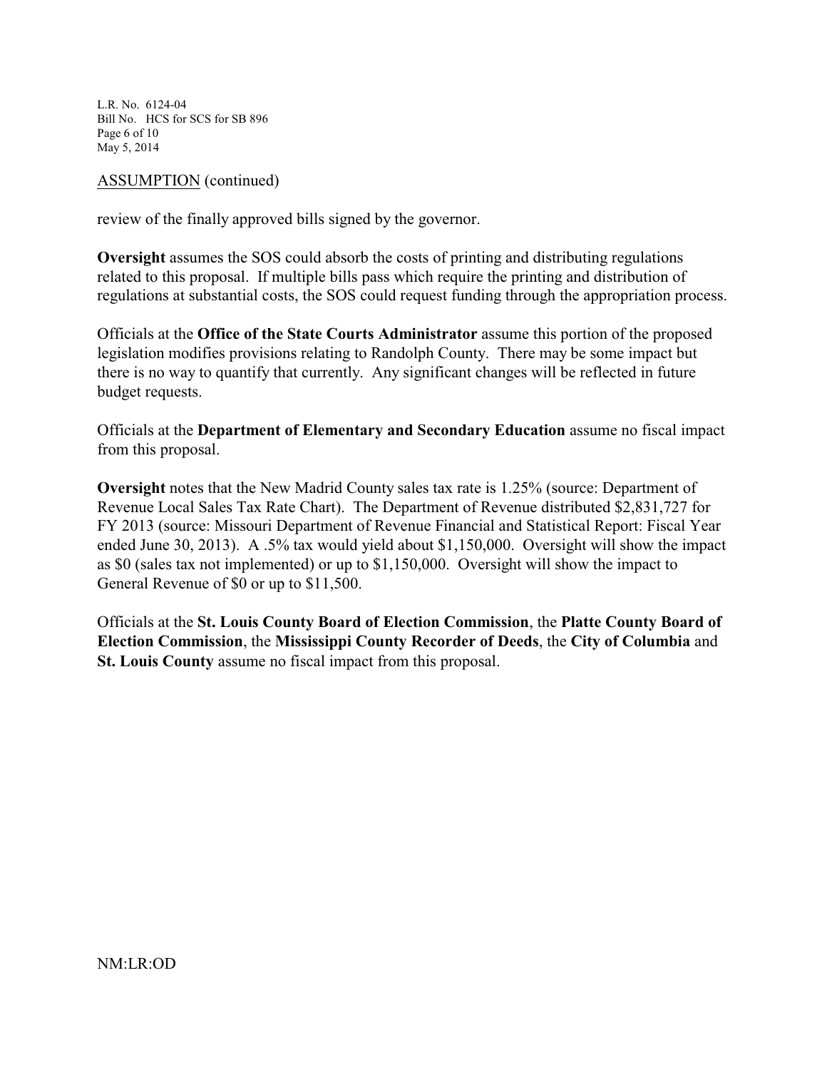ASSUMPTION (continued)

review of the finally approved bills signed by the governor.

**Oversight** assumes the SOS could absorb the costs of printing and distributing regulations related to this proposal. If multiple bills pass which require the printing and distribution of regulations at substantial costs, the SOS could request funding through the appropriation process.

Officials at the **Office of the State Courts Administrator** assume this portion of the proposed legislation modifies provisions relating to Randolph County. There may be some impact but there is no way to quantify that currently. Any significant changes will be reflected in future budget requests.

Officials at the **Department of Elementary and Secondary Education** assume no fiscal impact from this proposal.

**Oversight** notes that the New Madrid County sales tax rate is 1.25% (source: Department of Revenue Local Sales Tax Rate Chart). The Department of Revenue distributed $2,831,727 for FY 2013 (source: Missouri Department of Revenue Financial and Statistical Report: Fiscal Year ended June 30, 2013). A .5% tax would yield about $1,150,000. Oversight will show the impact as $0 (sales tax not implemented) or up to $1,150,000. Oversight will show the impact to General Revenue of $0 or up to $11,500.

Officials at the **St. Louis County Board of Election Commission**, the **Platte County Board of Election Commission**, the **Mississippi County Recorder of Deeds**, the **City of Columbia** and **St. Louis County** assume no fiscal impact from this proposal.

NM:LR:OD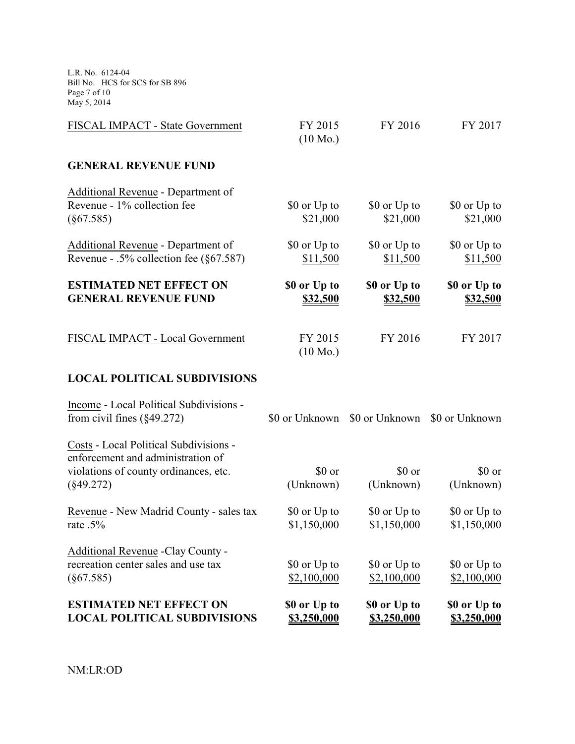| FISCAL IMPACT - State Government | FY 2015 (10 Mo.) | FY 2016 | FY 2017 |
|---|---|---|---|
| **GENERAL REVENUE FUND** | | | |
| Additional Revenue - Department of Revenue - 1% collection fee (§67.585) | \$0 or Up to \$21,000 | \$0 or Up to \$21,000 | \$0 or Up to \$21,000 |
| Additional Revenue - Department of Revenue - .5% collection fee (§67.587) | \$0 or Up to \$11,500 | \$0 or Up to \$11,500 | \$0 or Up to \$11,500 |
| **ESTIMATED NET EFFECT ON GENERAL REVENUE FUND** | **\$0 or Up to \$32,500** | **\$0 or Up to \$32,500** | **\$0 or Up to \$32,500** |

| FISCAL IMPACT - Local Government | FY 2015 (10 Mo.) | FY 2016 | FY 2017 |
|---|---|---|---|
| **LOCAL POLITICAL SUBDIVISIONS** | | | |
| Income - Local Political Subdivisions - from civil fines (§49.272) | \$0 or Unknown | \$0 or Unknown | \$0 or Unknown |
| Costs - Local Political Subdivisions - enforcement and administration of violations of county ordinances, etc. (§49.272) | \$0 or (Unknown) | \$0 or (Unknown) | \$0 or (Unknown) |
| Revenue - New Madrid County - sales tax rate .5% | \$0 or Up to \$1,150,000 | \$0 or Up to \$1,150,000 | \$0 or Up to \$1,150,000 |
| Additional Revenue -Clay County - recreation center sales and use tax (§67.585) | \$0 or Up to \$2,100,000 | \$0 or Up to \$2,100,000 | \$0 or Up to \$2,100,000 |
| **ESTIMATED NET EFFECT ON LOCAL POLITICAL SUBDIVISIONS** | **\$0 or Up to \$3,250,000** | **\$0 or Up to \$3,250,000** | **\$0 or Up to \$3,250,000** |

NM:LR:OD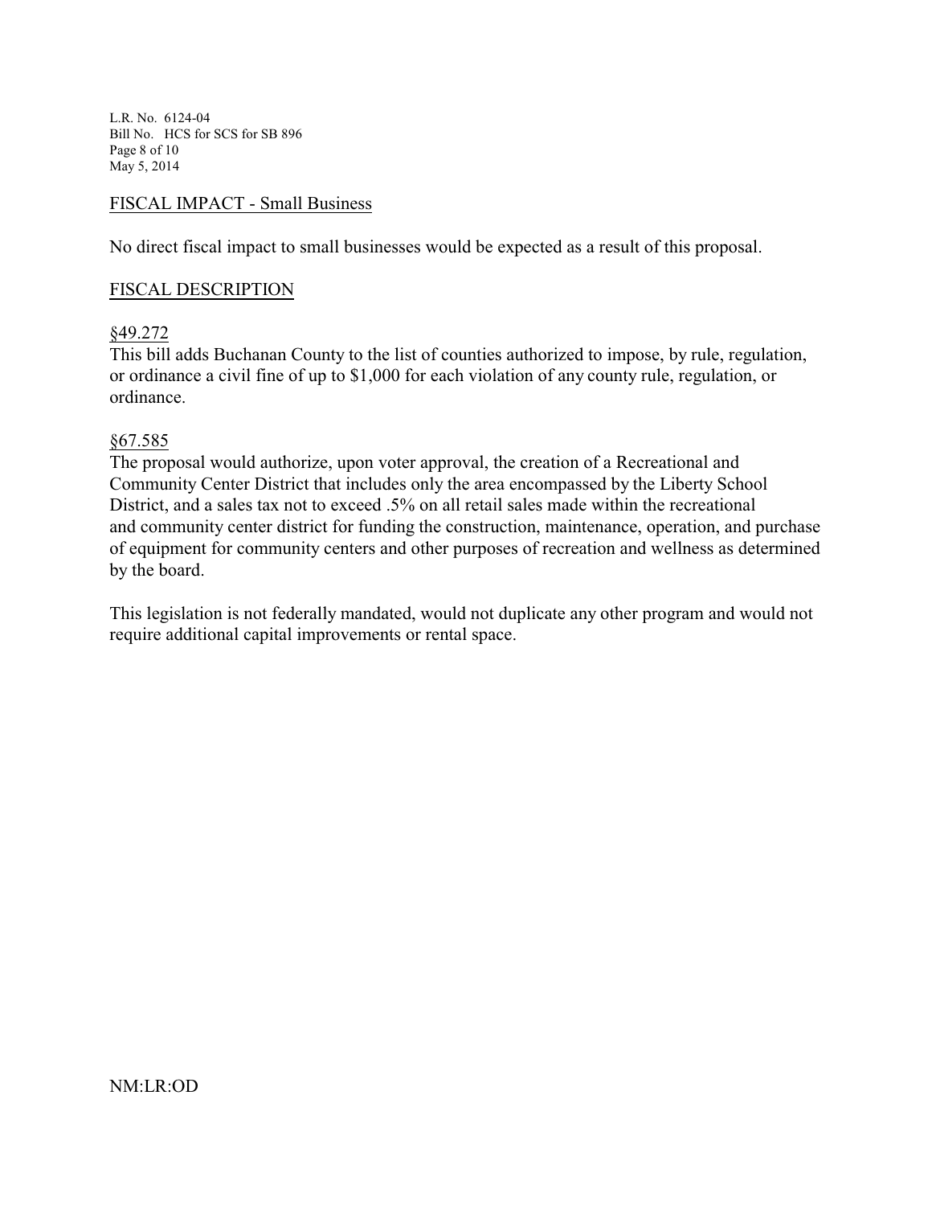## FISCAL IMPACT - Small Business

No direct fiscal impact to small businesses would be expected as a result of this proposal.

## FISCAL DESCRIPTION

§49.272

This bill adds Buchanan County to the list of counties authorized to impose, by rule, regulation, or ordinance a civil fine of up to $1,000 for each violation of any county rule, regulation, or ordinance.

§67.585

The proposal would authorize, upon voter approval, the creation of a Recreational and Community Center District that includes only the area encompassed by the Liberty School District, and a sales tax not to exceed .5% on all retail sales made within the recreational and community center district for funding the construction, maintenance, operation, and purchase of equipment for community centers and other purposes of recreation and wellness as determined by the board.

This legislation is not federally mandated, would not duplicate any other program and would not require additional capital improvements or rental space.

NM:LR:OD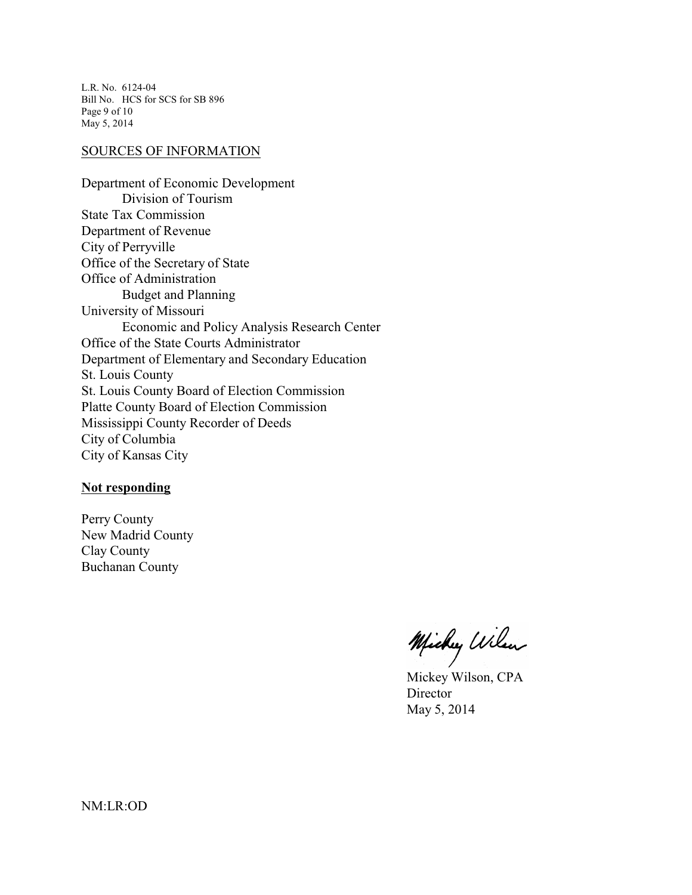## SOURCES OF INFORMATION

Department of Economic Development
    Division of Tourism
State Tax Commission
Department of Revenue
City of Perryville
Office of the Secretary of State
Office of Administration
    Budget and Planning
University of Missouri
    Economic and Policy Analysis Research Center
Office of the State Courts Administrator
Department of Elementary and Secondary Education
St. Louis County
St. Louis County Board of Election Commission
Platte County Board of Election Commission
Mississippi County Recorder of Deeds
City of Columbia
City of Kansas City

**Not responding**

Perry County
New Madrid County
Clay County
Buchanan County

Mickey Wilson, CPA
Director
May 5, 2014

NM:LR:OD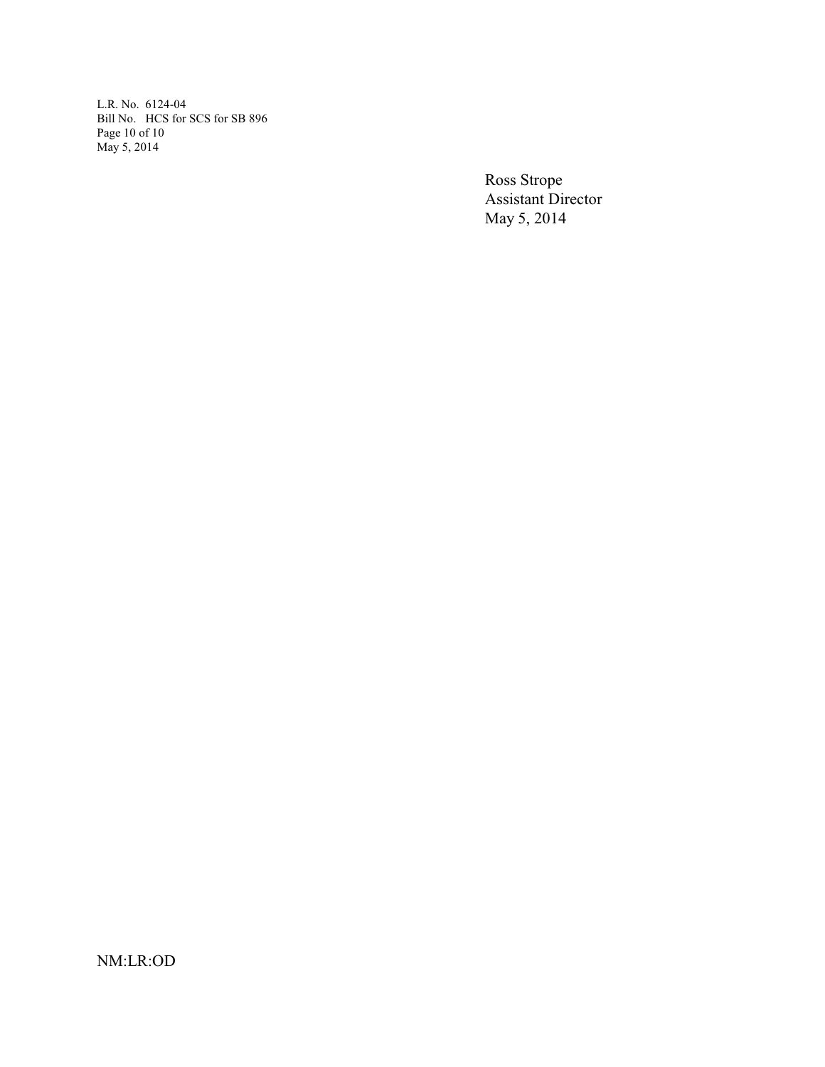Ross Strope
Assistant Director
May 5, 2014

NM:LR:OD